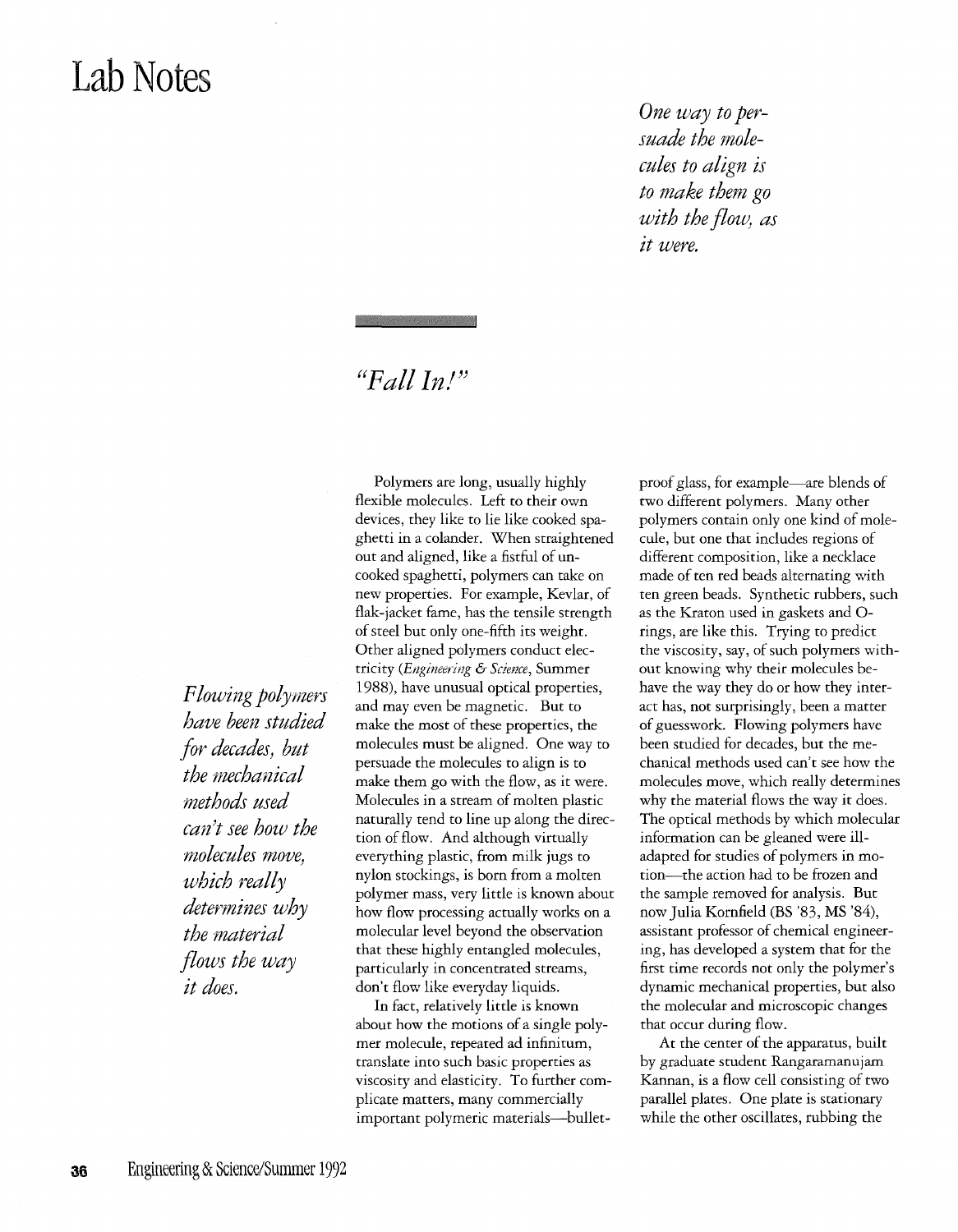# Lab Notes

*One way to persuade the molecules to align is to make them go with the flow, as it were.*

## *"Fall In!"*

*Flowing polymers have been studied for decades, but the mechanical methods used can't see how the molecules move, which really determines why the material flows the way it does.*

Polymers are long, usually highly flexible molecules. Left to their own devices, they like to lie like cooked spaghetti in a colander. When straightened out and aligned, like a fistful of uncooked spaghetti, polymers can take on new properties. For example, Kevlar, of flak-jacket fame, has the tensile strength of steel but only one-fifth its weight. Other aligned polymers conduct electricity (*Engineering & Science*, Summer 1988), have unusual optical properties, and may even be magnetic. But to make the most of these properties, the molecules must be aligned. One way to persuade the molecules to align is to make them go with the flow, as it were. Molecules in a stream of molten plastic naturally tend to line up along the direction of flow. And although virtually everything plastic, from milk jugs to nylon stockings, is born from a molten polymer mass, very little is known about how flow processing actually works on a molecular level beyond the observation that these highly entangled molecules, particularly in concentrated streams, don't flow like everyday liquids.

In fact, relatively little is known about how the motions of a single polymer molecule, repeated ad infinitum, translate into such basic properties as viscosity and elasticity. To further complicate matters, many commercially important polymeric materials—bulletproof glass, for example—are blends of two different polymers. Many other polymers contain only one kind of molecule, but one that includes regions of different composition, like a necklace made of ten red beads alternating with ten green beads. Synthetic rubbers, such as the Kraton used in gaskets and O-rings, are like this. Trying to predict the viscosity, say, of such polymers without knowing why their molecules behave the way they do or how they interact has, not surprisingly, been a matter of guesswork. Flowing polymers have been studied for decades, but the mechanical methods used can't see how the molecules move, which really determines why the material flows the way it does. The optical methods by which molecular information can be gleaned were ill-adapted for studies of polymers in motion—the action had to be frozen and the sample removed for analysis. But now Julia Kornfield (BS '83, MS '84), assistant professor of chemical engineering, has developed a system that for the first time records not only the polymer's dynamic mechanical properties, but also the molecular and microscopic changes that occur during flow.

At the center of the apparatus, built by graduate student Rangaramanujam Kannan, is a flow cell consisting of two parallel plates. One plate is stationary while the other oscillates, rubbing the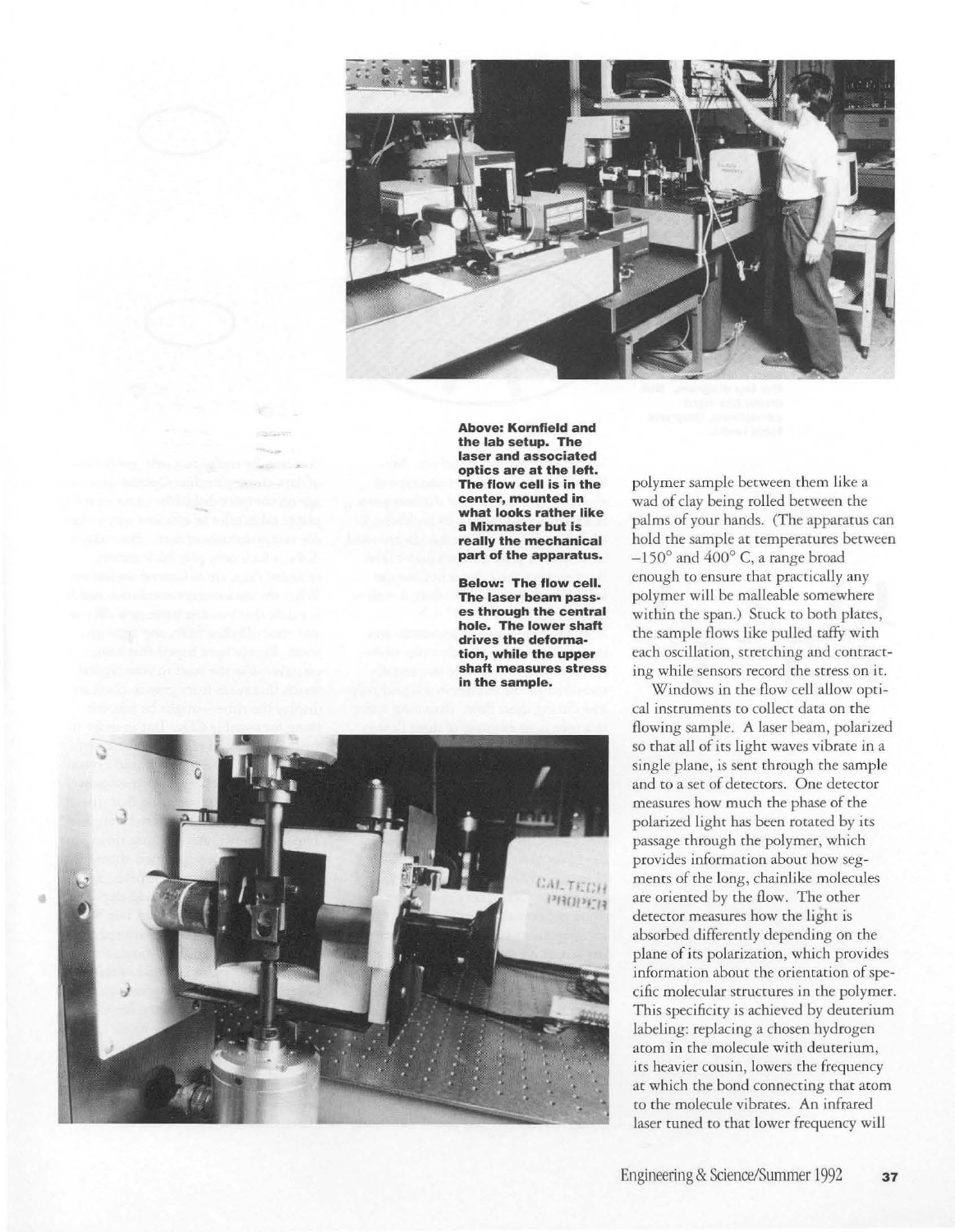**Above: Kornfield and the lab setup. The laser and associated optics are at the left. The flow cell is in the center, mounted in what looks rather like a Mixmaster but is really the mechanical part of the apparatus.**

**Below: The flow cell. The laser beam passes through the central hole. The lower shaft drives the deformation, while the upper shaft measures stress in the sample.**

polymer sample between them like a wad of clay being rolled between the palms of your hands. (The apparatus can hold the sample at temperatures between −150° and 400° C, a range broad enough to ensure that practically any polymer will be malleable somewhere within the span.) Stuck to both plates, the sample flows like pulled taffy with each oscillation, stretching and contracting while sensors record the stress on it.

Windows in the flow cell allow optical instruments to collect data on the flowing sample. A laser beam, polarized so that all of its light waves vibrate in a single plane, is sent through the sample and to a set of detectors. One detector measures how much the phase of the polarized light has been rotated by its passage through the polymer, which provides information about how segments of the long, chainlike molecules are oriented by the flow. The other detector measures how the light is absorbed differently depending on the plane of its polarization, which provides information about the orientation of specific molecular structures in the polymer. This specificity is achieved by deuterium labeling: replacing a chosen hydrogen atom in the molecule with deuterium, its heavier cousin, lowers the frequency at which the bond connecting that atom to the molecule vibrates. An infrared laser tuned to that lower frequency will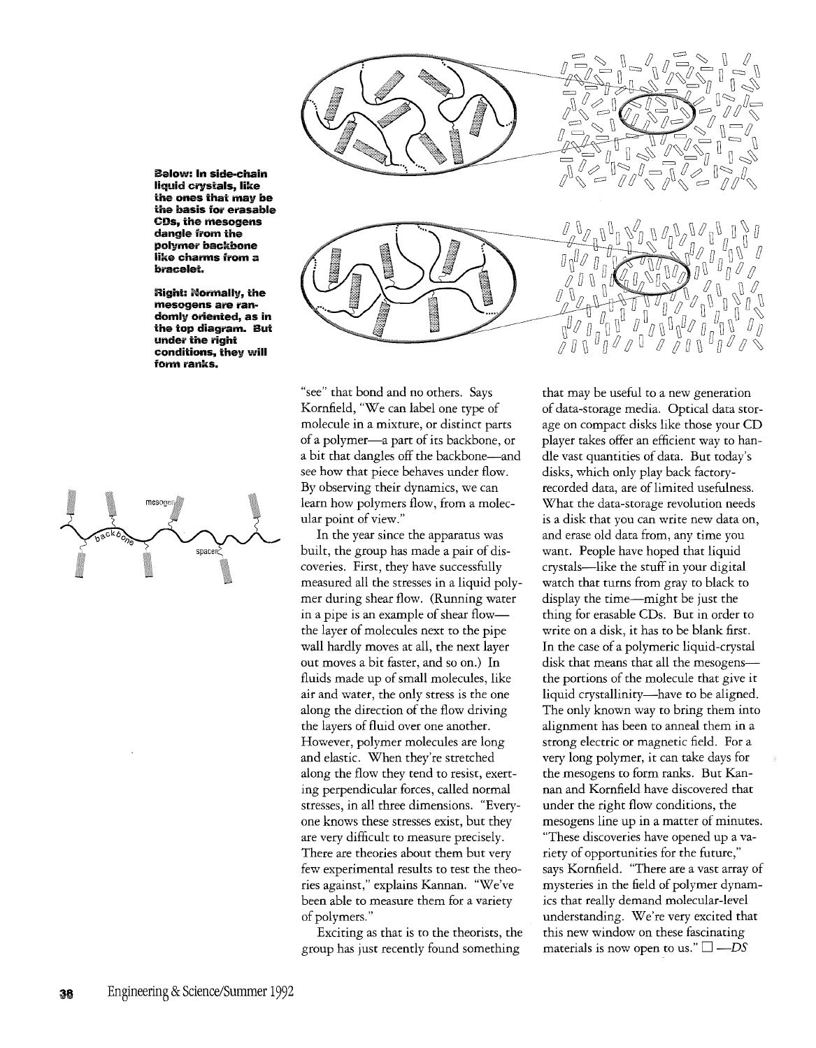**Below: In side-chain liquid crystals, like the ones that may be the basis for erasable CDs, the mesogens dangle from the polymer backbone like charms from a bracelet.**

**Right: Normally, the mesogens are randomly oriented, as in the top diagram. But under the right conditions, they will form ranks.**

mesogen

backbone

spacer

"see" that bond and no others. Says Kornfield, "We can label one type of molecule in a mixture, or distinct parts of a polymer—a part of its backbone, or a bit that dangles off the backbone—and see how that piece behaves under flow. By observing their dynamics, we can learn how polymers flow, from a molecular point of view."

In the year since the apparatus was built, the group has made a pair of discoveries. First, they have successfully measured all the stresses in a liquid polymer during shear flow. (Running water in a pipe is an example of shear flow—the layer of molecules next to the pipe wall hardly moves at all, the next layer out moves a bit faster, and so on.) In fluids made up of small molecules, like air and water, the only stress is the one along the direction of the flow driving the layers of fluid over one another. However, polymer molecules are long and elastic. When they're stretched along the flow they tend to resist, exerting perpendicular forces, called normal stresses, in all three dimensions. "Everyone knows these stresses exist, but they are very difficult to measure precisely. There are theories about them but very few experimental results to test the theories against," explains Kannan. "We've been able to measure them for a variety of polymers."

Exciting as that is to the theorists, the group has just recently found something that may be useful to a new generation of data-storage media. Optical data storage on compact disks like those your CD player takes offer an efficient way to handle vast quantities of data. But today's disks, which only play back factory-recorded data, are of limited usefulness. What the data-storage revolution needs is a disk that you can write new data on, and erase old data from, any time you want. People have hoped that liquid crystals—like the stuff in your digital watch that turns from gray to black to display the time—might be just the thing for erasable CDs. But in order to write on a disk, it has to be blank first. In the case of a polymeric liquid-crystal disk that means that all the mesogens—the portions of the molecule that give it liquid crystallinity—have to be aligned. The only known way to bring them into alignment has been to anneal them in a strong electric or magnetic field. For a very long polymer, it can take days for the mesogens to form ranks. But Kannan and Kornfield have discovered that under the right flow conditions, the mesogens line up in a matter of minutes. "These discoveries have opened up a variety of opportunities for the future," says Kornfield. "There are a vast array of mysteries in the field of polymer dynamics that really demand molecular-level understanding. We're very excited that this new window on these fascinating materials is now open to us." □ —*DS*